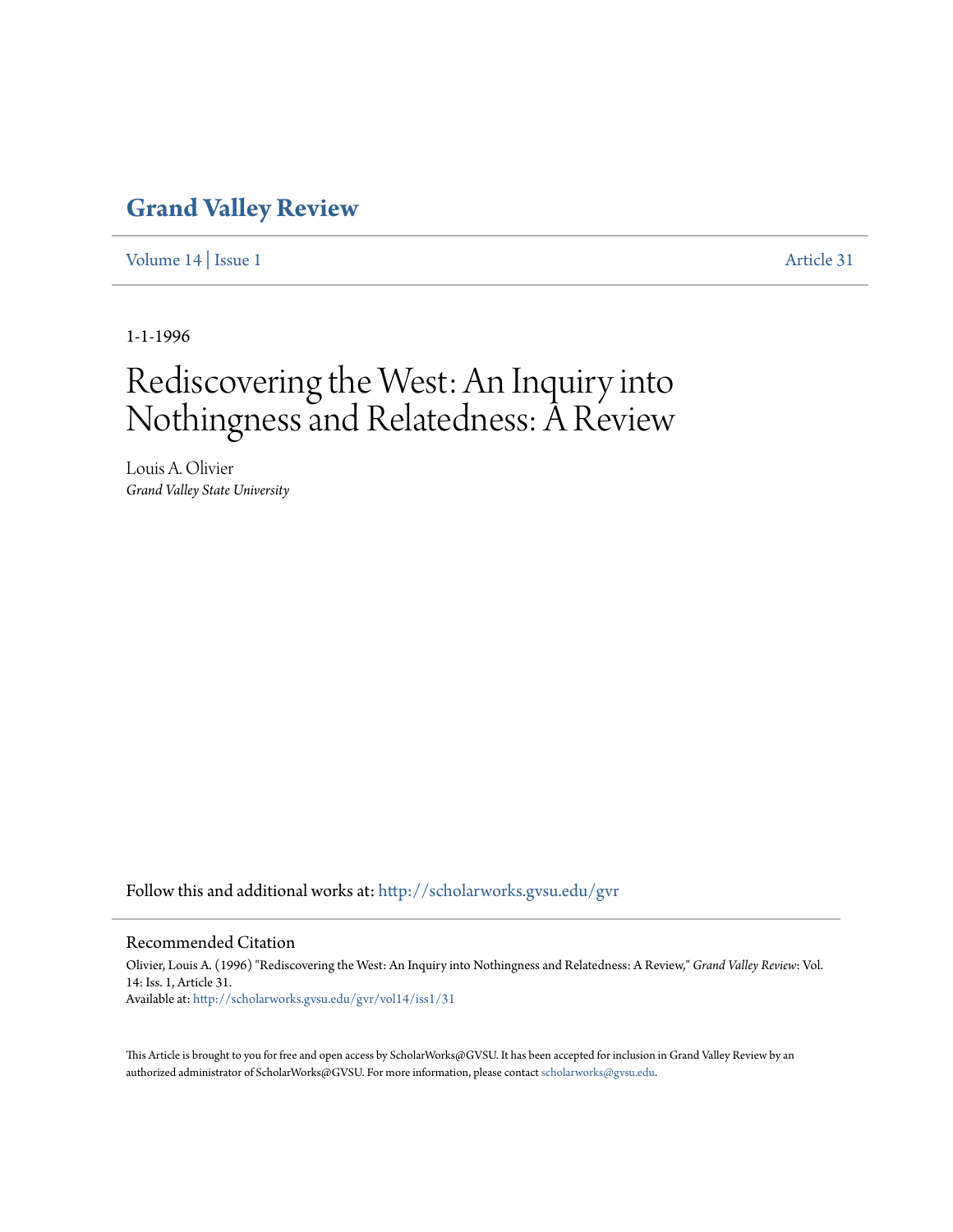# Grand Valley Review

Volume 14 | Issue 1 Article 31

1-1-1996

# Rediscovering the West: An Inquiry into Nothingness and Relatedness: A Review

Louis A. Olivier
*Grand Valley State University*

Follow this and additional works at: http://scholarworks.gvsu.edu/gvr

## Recommended Citation

Olivier, Louis A. (1996) "Rediscovering the West: An Inquiry into Nothingness and Relatedness: A Review," *Grand Valley Review*: Vol. 14: Iss. 1, Article 31.
Available at: http://scholarworks.gvsu.edu/gvr/vol14/iss1/31

This Article is brought to you for free and open access by ScholarWorks@GVSU. It has been accepted for inclusion in Grand Valley Review by an authorized administrator of ScholarWorks@GVSU. For more information, please contact scholarworks@gvsu.edu.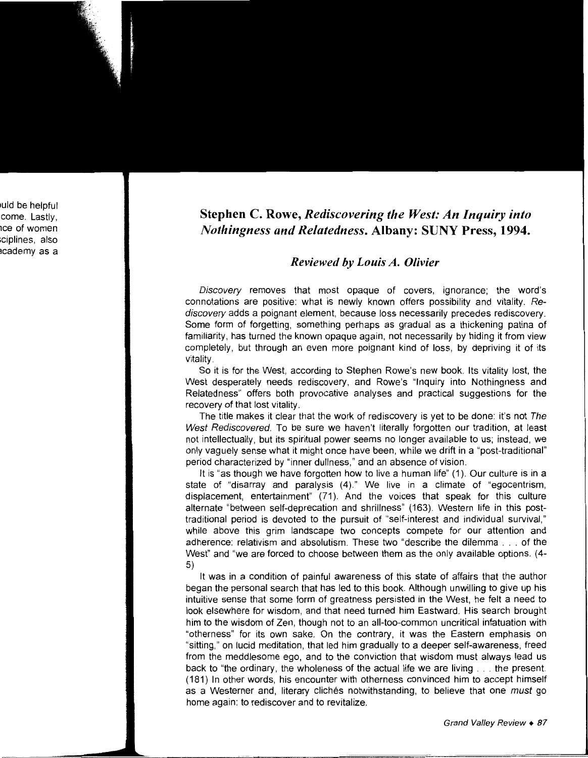## Stephen C. Rowe, *Rediscovering the West: An Inquiry into Nothingness and Relatedness*. Albany: SUNY Press, 1994.

### *Reviewed by Louis A. Olivier*

*Discovery* removes that most opaque of covers, ignorance; the word's connotations are positive: what is newly known offers possibility and vitality. *Re-discovery* adds a poignant element, because loss necessarily precedes rediscovery. Some form of forgetting, something perhaps as gradual as a thickening patina of familiarity, has turned the known opaque again, not necessarily by hiding it from view completely, but through an even more poignant kind of loss, by depriving it of its vitality.

So it is for the West, according to Stephen Rowe's new book. Its vitality lost, the West desperately needs rediscovery, and Rowe's "Inquiry into Nothingness and Relatedness" offers both provocative analyses and practical suggestions for the recovery of that lost vitality.

The title makes it clear that the work of rediscovery is yet to be done: it's not *The West Rediscovered*. To be sure we haven't literally forgotten our tradition, at least not intellectually, but its spiritual power seems no longer available to us; instead, we only vaguely sense what it might once have been, while we drift in a "post-traditional" period characterized by "inner dullness," and an absence of vision.

It is "as though we have forgotten how to live a human life" (1). Our culture is in a state of "disarray and paralysis (4)." We live in a climate of "egocentrism, displacement, entertainment" (71). And the voices that speak for this culture alternate "between self-deprecation and shrillness" (163). Western life in this post-traditional period is devoted to the pursuit of "self-interest and individual survival," while above this grim landscape two concepts compete for our attention and adherence: relativism and absolutism. These two "describe the dilemma . . . of the West" and "we are forced to choose between them as the only available options. (4-5)

It was in a condition of painful awareness of this state of affairs that the author began the personal search that has led to this book. Although unwilling to give up his intuitive sense that some form of greatness persisted in the West, he felt a need to look elsewhere for wisdom, and that need turned him Eastward. His search brought him to the wisdom of Zen, though not to an all-too-common uncritical infatuation with "otherness" for its own sake. On the contrary, it was the Eastern emphasis on "sitting," on lucid meditation, that led him gradually to a deeper self-awareness, freed from the meddlesome ego, and to the conviction that wisdom must always lead us back to "the ordinary, the wholeness of the actual life we are living . . . the present. (181) In other words, his encounter with otherness convinced him to accept himself as a Westerner and, literary clichés notwithstanding, to believe that one *must* go home again: to rediscover and to revitalize.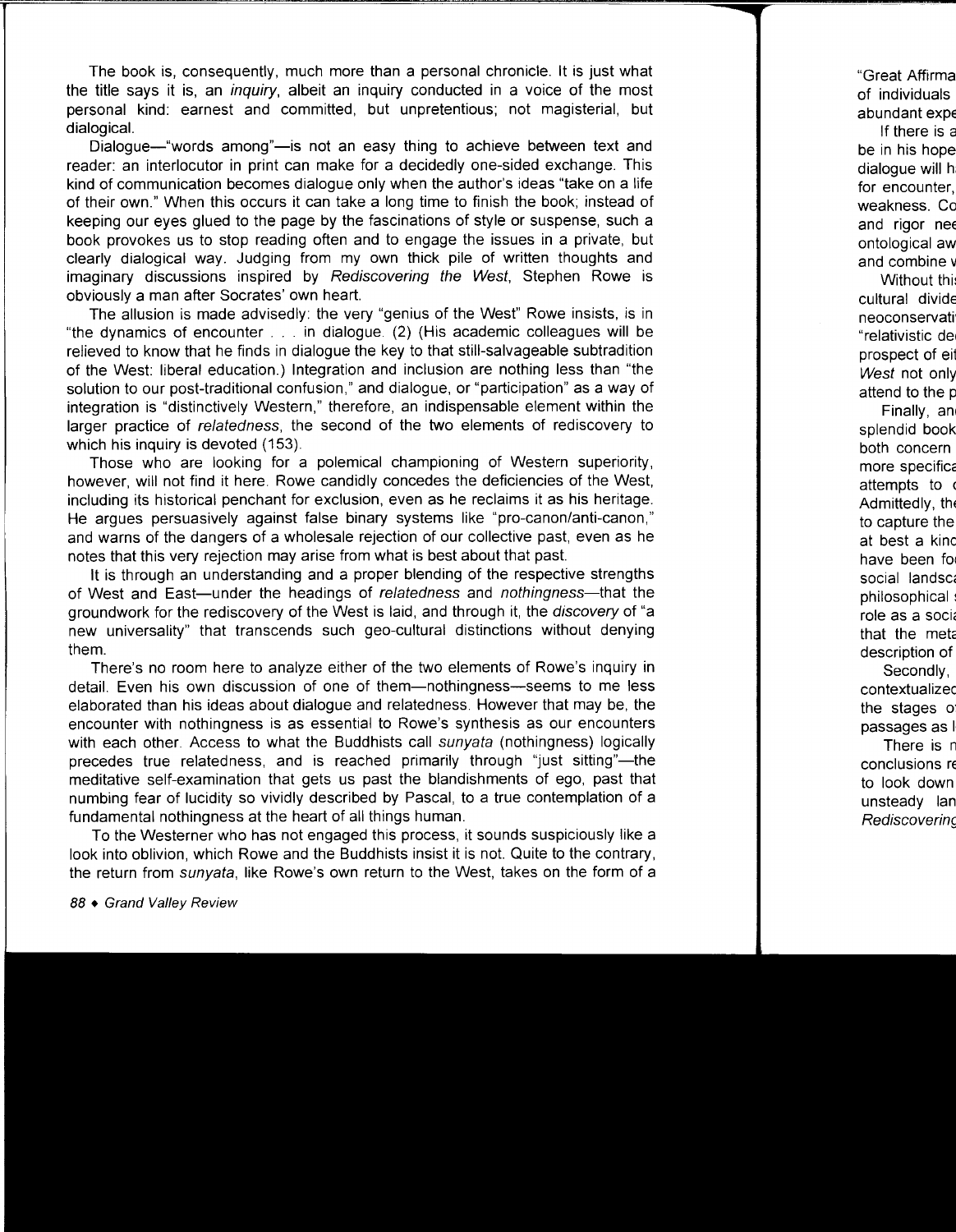The book is, consequently, much more than a personal chronicle. It is just what the title says it is, an *inquiry*, albeit an inquiry conducted in a voice of the most personal kind: earnest and committed, but unpretentious; not magisterial, but dialogical.

Dialogue—"words among"—is not an easy thing to achieve between text and reader: an interlocutor in print can make for a decidedly one-sided exchange. This kind of communication becomes dialogue only when the author's ideas "take on a life of their own." When this occurs it can take a long time to finish the book; instead of keeping our eyes glued to the page by the fascinations of style or suspense, such a book provokes us to stop reading often and to engage the issues in a private, but clearly dialogical way. Judging from my own thick pile of written thoughts and imaginary discussions inspired by *Rediscovering the West*, Stephen Rowe is obviously a man after Socrates' own heart.

The allusion is made advisedly: the very "genius of the West" Rowe insists, is in "the dynamics of encounter . . . in dialogue. (2) (His academic colleagues will be relieved to know that he finds in dialogue the key to that still-salvageable subtradition of the West: liberal education.) Integration and inclusion are nothing less than "the solution to our post-traditional confusion," and dialogue, or "participation" as a way of integration is "distinctively Western," therefore, an indispensable element within the larger practice of *relatedness*, the second of the two elements of rediscovery to which his inquiry is devoted (153).

Those who are looking for a polemical championing of Western superiority, however, will not find it here. Rowe candidly concedes the deficiencies of the West, including its historical penchant for exclusion, even as he reclaims it as his heritage. He argues persuasively against false binary systems like "pro-canon/anti-canon," and warns of the dangers of a wholesale rejection of our collective past, even as he notes that this very rejection may arise from what is best about that past.

It is through an understanding and a proper blending of the respective strengths of West and East—under the headings of *relatedness* and *nothingness*—that the groundwork for the rediscovery of the West is laid, and through it, the *discovery* of "a new universality" that transcends such geo-cultural distinctions without denying them.

There's no room here to analyze either of the two elements of Rowe's inquiry in detail. Even his own discussion of one of them—nothingness—seems to me less elaborated than his ideas about dialogue and relatedness. However that may be, the encounter with nothingness is as essential to Rowe's synthesis as our encounters with each other. Access to what the Buddhists call *sunyata* (nothingness) logically precedes true relatedness, and is reached primarily through "just sitting"—the meditative self-examination that gets us past the blandishments of ego, past that numbing fear of lucidity so vividly described by Pascal, to a true contemplation of a fundamental nothingness at the heart of all things human.

To the Westerner who has not engaged this process, it sounds suspiciously like a look into oblivion, which Rowe and the Buddhists insist it is not. Quite to the contrary, the return from *sunyata*, like Rowe's own return to the West, takes on the form of a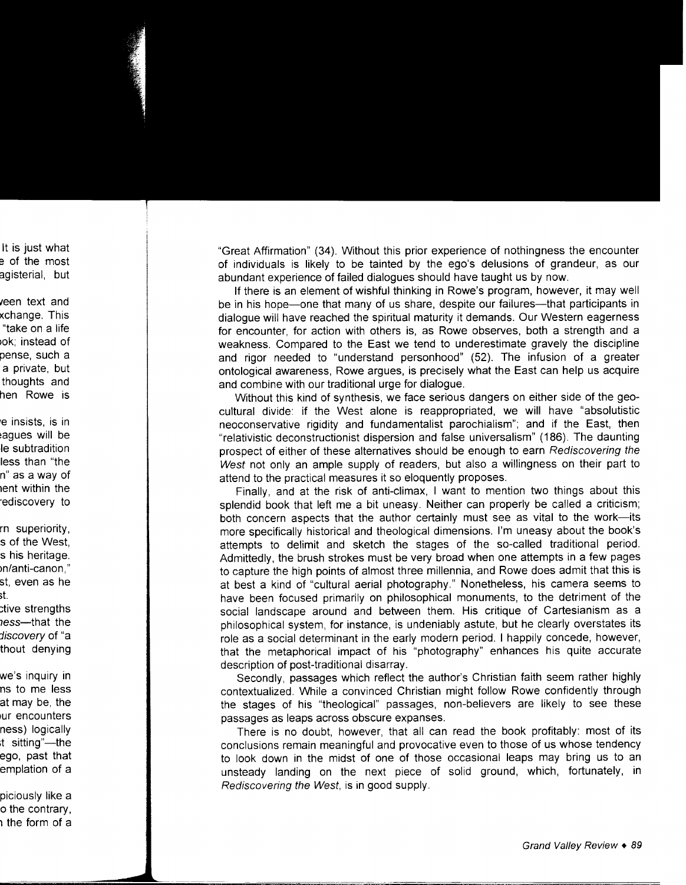"Great Affirmation" (34). Without this prior experience of nothingness the encounter of individuals is likely to be tainted by the ego's delusions of grandeur, as our abundant experience of failed dialogues should have taught us by now.

If there is an element of wishful thinking in Rowe's program, however, it may well be in his hope—one that many of us share, despite our failures—that participants in dialogue will have reached the spiritual maturity it demands. Our Western eagerness for encounter, for action with others is, as Rowe observes, both a strength and a weakness. Compared to the East we tend to underestimate gravely the discipline and rigor needed to "understand personhood" (52). The infusion of a greater ontological awareness, Rowe argues, is precisely what the East can help us acquire and combine with our traditional urge for dialogue.

Without this kind of synthesis, we face serious dangers on either side of the geo-cultural divide: if the West alone is reappropriated, we will have "absolutistic neoconservative rigidity and fundamentalist parochialism"; and if the East, then "relativistic deconstructionist dispersion and false universalism" (186). The daunting prospect of either of these alternatives should be enough to earn *Rediscovering the West* not only an ample supply of readers, but also a willingness on their part to attend to the practical measures it so eloquently proposes.

Finally, and at the risk of anti-climax, I want to mention two things about this splendid book that left me a bit uneasy. Neither can properly be called a criticism; both concern aspects that the author certainly must see as vital to the work—its more specifically historical and theological dimensions. I'm uneasy about the book's attempts to delimit and sketch the stages of the so-called traditional period. Admittedly, the brush strokes must be very broad when one attempts in a few pages to capture the high points of almost three millennia, and Rowe does admit that this is at best a kind of "cultural aerial photography." Nonetheless, his camera seems to have been focused primarily on philosophical monuments, to the detriment of the social landscape around and between them. His critique of Cartesianism as a philosophical system, for instance, is undeniably astute, but he clearly overstates its role as a social determinant in the early modern period. I happily concede, however, that the metaphorical impact of his "photography" enhances his quite accurate description of post-traditional disarray.

Secondly, passages which reflect the author's Christian faith seem rather highly contextualized. While a convinced Christian might follow Rowe confidently through the stages of his "theological" passages, non-believers are likely to see these passages as leaps across obscure expanses.

There is no doubt, however, that all can read the book profitably: most of its conclusions remain meaningful and provocative even to those of us whose tendency to look down in the midst of one of those occasional leaps may bring us to an unsteady landing on the next piece of solid ground, which, fortunately, in *Rediscovering the West*, is in good supply.